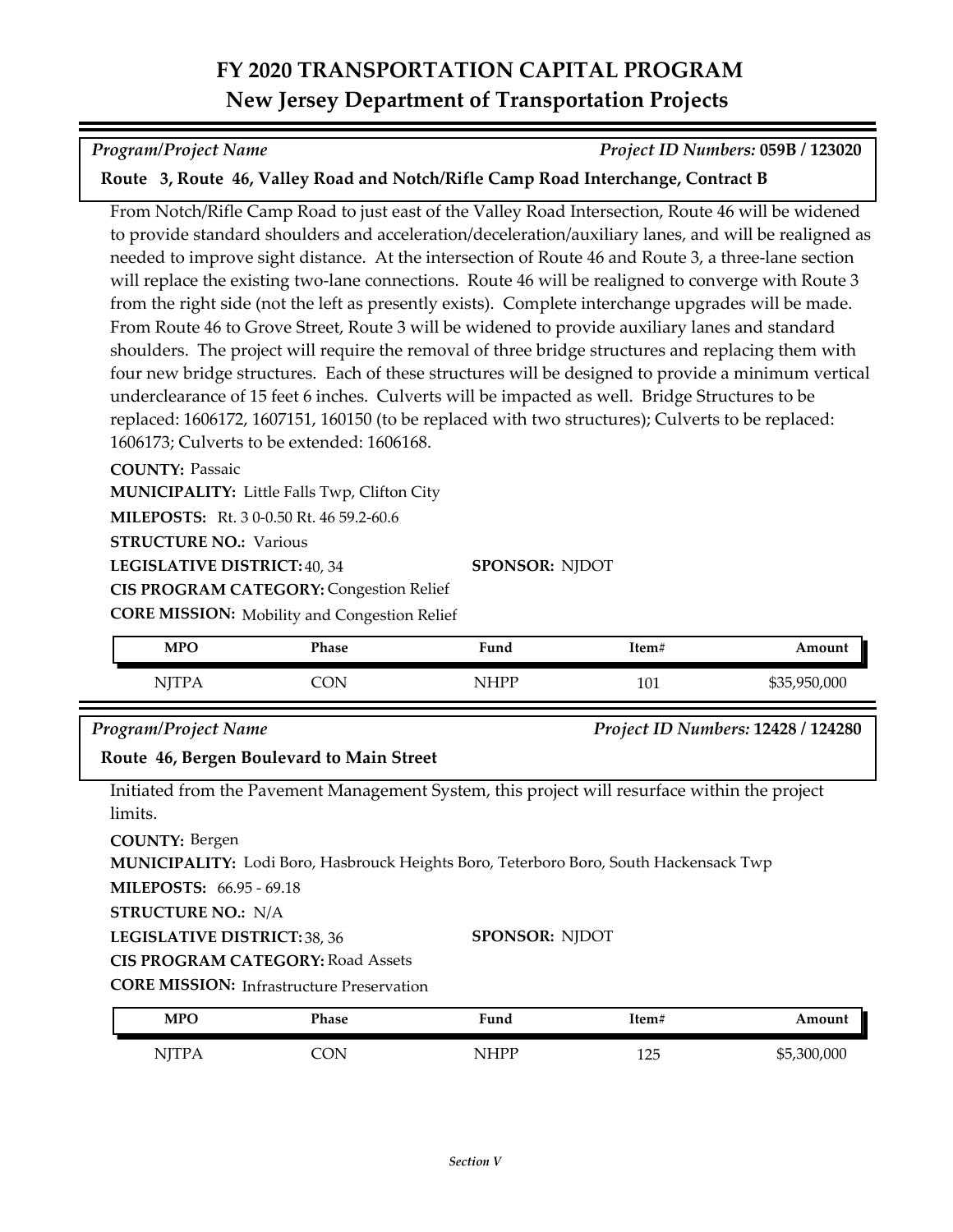# FY 2020 TRANSPORTATION CAPITAL PROGRAM
## New Jersey Department of Transportation Projects

*Program/Project Name* — *Project ID Numbers:* **059B / 123020**

**Route 3, Route 46, Valley Road and Notch/Rifle Camp Road Interchange, Contract B**

From Notch/Rifle Camp Road to just east of the Valley Road Intersection, Route 46 will be widened to provide standard shoulders and acceleration/deceleration/auxiliary lanes, and will be realigned as needed to improve sight distance. At the intersection of Route 46 and Route 3, a three-lane section will replace the existing two-lane connections. Route 46 will be realigned to converge with Route 3 from the right side (not the left as presently exists). Complete interchange upgrades will be made. From Route 46 to Grove Street, Route 3 will be widened to provide auxiliary lanes and standard shoulders. The project will require the removal of three bridge structures and replacing them with four new bridge structures. Each of these structures will be designed to provide a minimum vertical underclearance of 15 feet 6 inches. Culverts will be impacted as well. Bridge Structures to be replaced: 1606172, 1607151, 160150 (to be replaced with two structures); Culverts to be replaced: 1606173; Culverts to be extended: 1606168.

**COUNTY:** Passaic
**MUNICIPALITY:** Little Falls Twp, Clifton City
**MILEPOSTS:** Rt. 3 0-0.50 Rt. 46 59.2-60.6
**STRUCTURE NO.:** Various
**LEGISLATIVE DISTRICT:** 40, 34
**SPONSOR:** NJDOT
**CIS PROGRAM CATEGORY:** Congestion Relief
**CORE MISSION:** Mobility and Congestion Relief

| MPO | Phase | Fund | Item# | Amount |
|---|---|---|---|---|
| NJTPA | CON | NHPP | 101 | $35,950,000 |

*Program/Project Name* — *Project ID Numbers:* **12428 / 124280**

**Route 46, Bergen Boulevard to Main Street**

Initiated from the Pavement Management System, this project will resurface within the project limits.

**COUNTY:** Bergen
**MUNICIPALITY:** Lodi Boro, Hasbrouck Heights Boro, Teterboro Boro, South Hackensack Twp
**MILEPOSTS:** 66.95 - 69.18
**STRUCTURE NO.:** N/A
**LEGISLATIVE DISTRICT:** 38, 36
**SPONSOR:** NJDOT
**CIS PROGRAM CATEGORY:** Road Assets
**CORE MISSION:** Infrastructure Preservation

| MPO | Phase | Fund | Item# | Amount |
|---|---|---|---|---|
| NJTPA | CON | NHPP | 125 | $5,300,000 |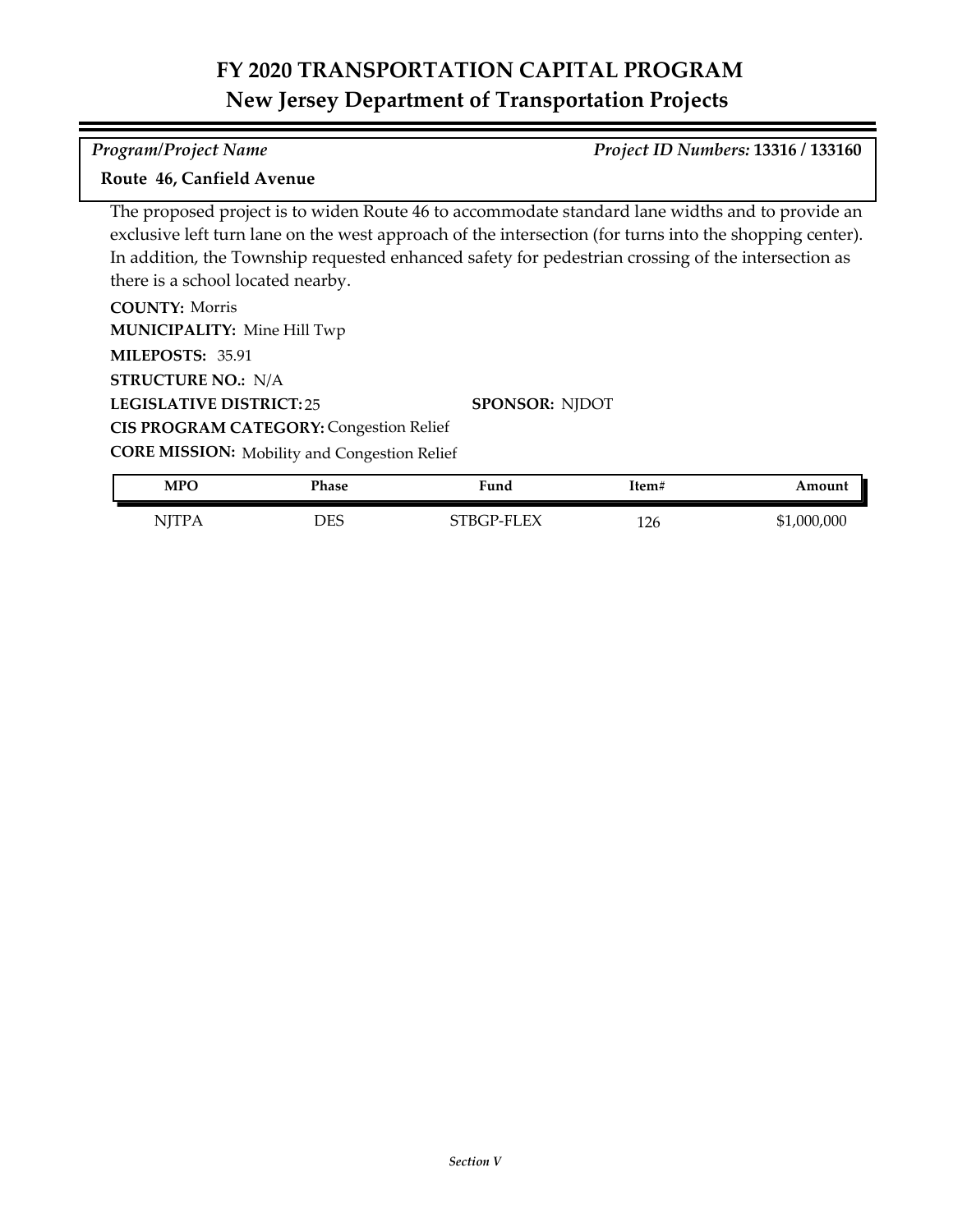# FY 2020 TRANSPORTATION CAPITAL PROGRAM
## New Jersey Department of Transportation Projects

*Program/Project Name* *Project ID Numbers:* **13316 / 133160**

**Route 46, Canfield Avenue**

The proposed project is to widen Route 46 to accommodate standard lane widths and to provide an exclusive left turn lane on the west approach of the intersection (for turns into the shopping center). In addition, the Township requested enhanced safety for pedestrian crossing of the intersection as there is a school located nearby.

**COUNTY:** Morris
**MUNICIPALITY:** Mine Hill Twp
**MILEPOSTS:** 35.91
**STRUCTURE NO.:** N/A
**LEGISLATIVE DISTRICT:** 25 **SPONSOR:** NJDOT
**CIS PROGRAM CATEGORY:** Congestion Relief
**CORE MISSION:** Mobility and Congestion Relief

| MPO | Phase | Fund | Item# | Amount |
|---|---|---|---|---|
| NJTPA | DES | STBGP-FLEX | 126 | $1,000,000 |